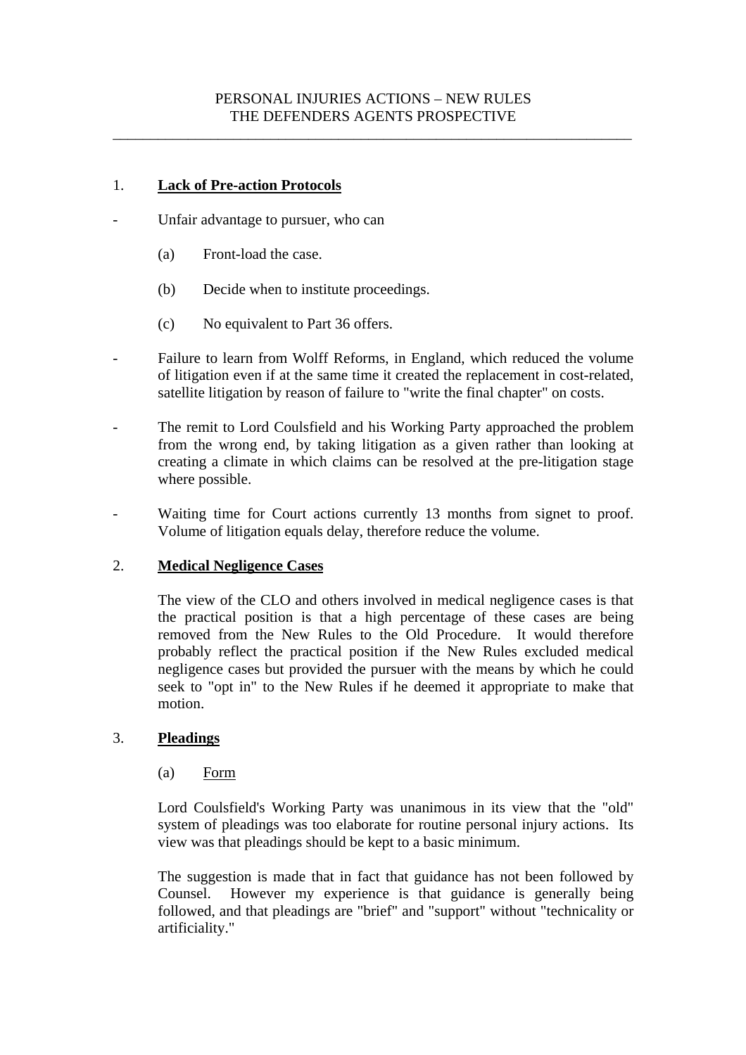# PERSONAL INJURIES ACTIONS – NEW RULES
# THE DEFENDERS AGENTS PROSPECTIVE

---

## 1. **Lack of Pre-action Protocols**

- Unfair advantage to pursuer, who can

  (a) Front-load the case.

  (b) Decide when to institute proceedings.

  (c) No equivalent to Part 36 offers.

- Failure to learn from Wolff Reforms, in England, which reduced the volume of litigation even if at the same time it created the replacement in cost-related, satellite litigation by reason of failure to "write the final chapter" on costs.

- The remit to Lord Coulsfield and his Working Party approached the problem from the wrong end, by taking litigation as a given rather than looking at creating a climate in which claims can be resolved at the pre-litigation stage where possible.

- Waiting time for Court actions currently 13 months from signet to proof. Volume of litigation equals delay, therefore reduce the volume.

## 2. **Medical Negligence Cases**

The view of the CLO and others involved in medical negligence cases is that the practical position is that a high percentage of these cases are being removed from the New Rules to the Old Procedure. It would therefore probably reflect the practical position if the New Rules excluded medical negligence cases but provided the pursuer with the means by which he could seek to "opt in" to the New Rules if he deemed it appropriate to make that motion.

## 3. **Pleadings**

### (a) Form

Lord Coulsfield's Working Party was unanimous in its view that the "old" system of pleadings was too elaborate for routine personal injury actions. Its view was that pleadings should be kept to a basic minimum.

The suggestion is made that in fact that guidance has not been followed by Counsel. However my experience is that guidance is generally being followed, and that pleadings are "brief" and "support" without "technicality or artificiality."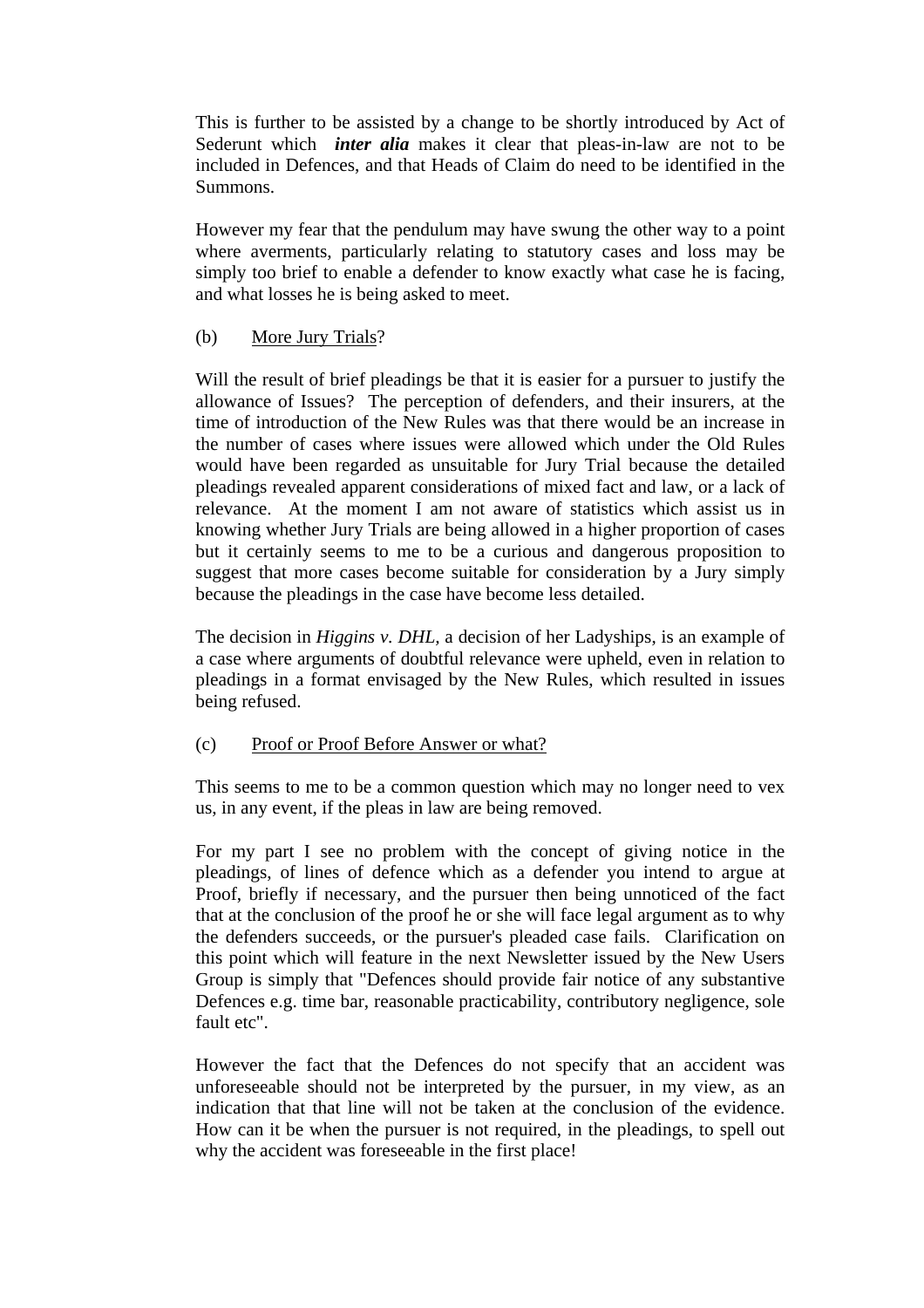This is further to be assisted by a change to be shortly introduced by Act of Sederunt which ***inter alia*** makes it clear that pleas-in-law are not to be included in Defences, and that Heads of Claim do need to be identified in the Summons.

However my fear that the pendulum may have swung the other way to a point where averments, particularly relating to statutory cases and loss may be simply too brief to enable a defender to know exactly what case he is facing, and what losses he is being asked to meet.

(b) <u>More Jury Trials</u>?

Will the result of brief pleadings be that it is easier for a pursuer to justify the allowance of Issues? The perception of defenders, and their insurers, at the time of introduction of the New Rules was that there would be an increase in the number of cases where issues were allowed which under the Old Rules would have been regarded as unsuitable for Jury Trial because the detailed pleadings revealed apparent considerations of mixed fact and law, or a lack of relevance. At the moment I am not aware of statistics which assist us in knowing whether Jury Trials are being allowed in a higher proportion of cases but it certainly seems to me to be a curious and dangerous proposition to suggest that more cases become suitable for consideration by a Jury simply because the pleadings in the case have become less detailed.

The decision in *Higgins v. DHL,* a decision of her Ladyships, is an example of a case where arguments of doubtful relevance were upheld, even in relation to pleadings in a format envisaged by the New Rules, which resulted in issues being refused.

(c) <u>Proof or Proof Before Answer or what?</u>

This seems to me to be a common question which may no longer need to vex us, in any event, if the pleas in law are being removed.

For my part I see no problem with the concept of giving notice in the pleadings, of lines of defence which as a defender you intend to argue at Proof, briefly if necessary, and the pursuer then being unnoticed of the fact that at the conclusion of the proof he or she will face legal argument as to why the defenders succeeds, or the pursuer's pleaded case fails. Clarification on this point which will feature in the next Newsletter issued by the New Users Group is simply that "Defences should provide fair notice of any substantive Defences e.g. time bar, reasonable practicability, contributory negligence, sole fault etc".

However the fact that the Defences do not specify that an accident was unforeseeable should not be interpreted by the pursuer, in my view, as an indication that that line will not be taken at the conclusion of the evidence. How can it be when the pursuer is not required, in the pleadings, to spell out why the accident was foreseeable in the first place!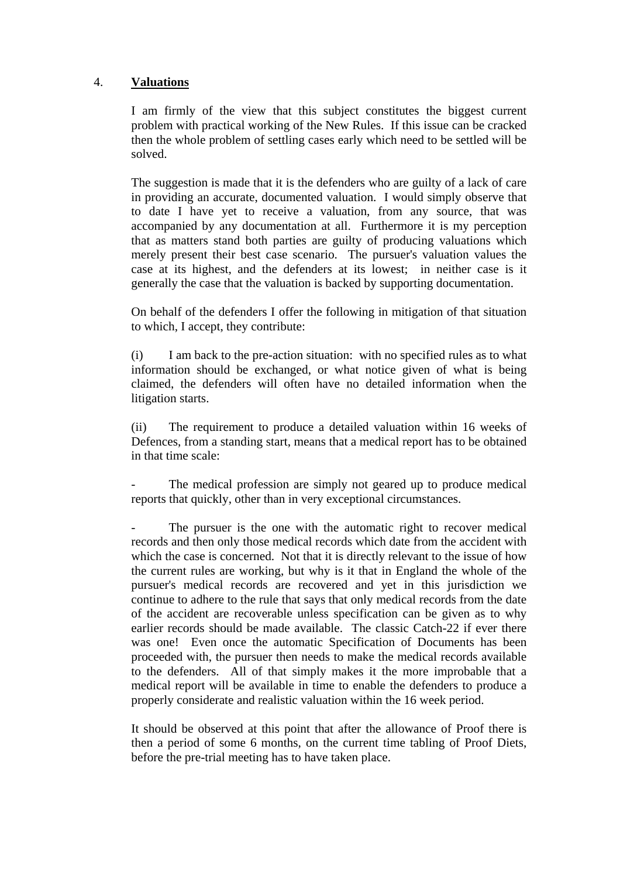4. **Valuations**

I am firmly of the view that this subject constitutes the biggest current problem with practical working of the New Rules. If this issue can be cracked then the whole problem of settling cases early which need to be settled will be solved.

The suggestion is made that it is the defenders who are guilty of a lack of care in providing an accurate, documented valuation. I would simply observe that to date I have yet to receive a valuation, from any source, that was accompanied by any documentation at all. Furthermore it is my perception that as matters stand both parties are guilty of producing valuations which merely present their best case scenario. The pursuer's valuation values the case at its highest, and the defenders at its lowest; in neither case is it generally the case that the valuation is backed by supporting documentation.

On behalf of the defenders I offer the following in mitigation of that situation to which, I accept, they contribute:

(i) I am back to the pre-action situation: with no specified rules as to what information should be exchanged, or what notice given of what is being claimed, the defenders will often have no detailed information when the litigation starts.

(ii) The requirement to produce a detailed valuation within 16 weeks of Defences, from a standing start, means that a medical report has to be obtained in that time scale:

- The medical profession are simply not geared up to produce medical reports that quickly, other than in very exceptional circumstances.

- The pursuer is the one with the automatic right to recover medical records and then only those medical records which date from the accident with which the case is concerned. Not that it is directly relevant to the issue of how the current rules are working, but why is it that in England the whole of the pursuer's medical records are recovered and yet in this jurisdiction we continue to adhere to the rule that says that only medical records from the date of the accident are recoverable unless specification can be given as to why earlier records should be made available. The classic Catch-22 if ever there was one! Even once the automatic Specification of Documents has been proceeded with, the pursuer then needs to make the medical records available to the defenders. All of that simply makes it the more improbable that a medical report will be available in time to enable the defenders to produce a properly considerate and realistic valuation within the 16 week period.

It should be observed at this point that after the allowance of Proof there is then a period of some 6 months, on the current time tabling of Proof Diets, before the pre-trial meeting has to have taken place.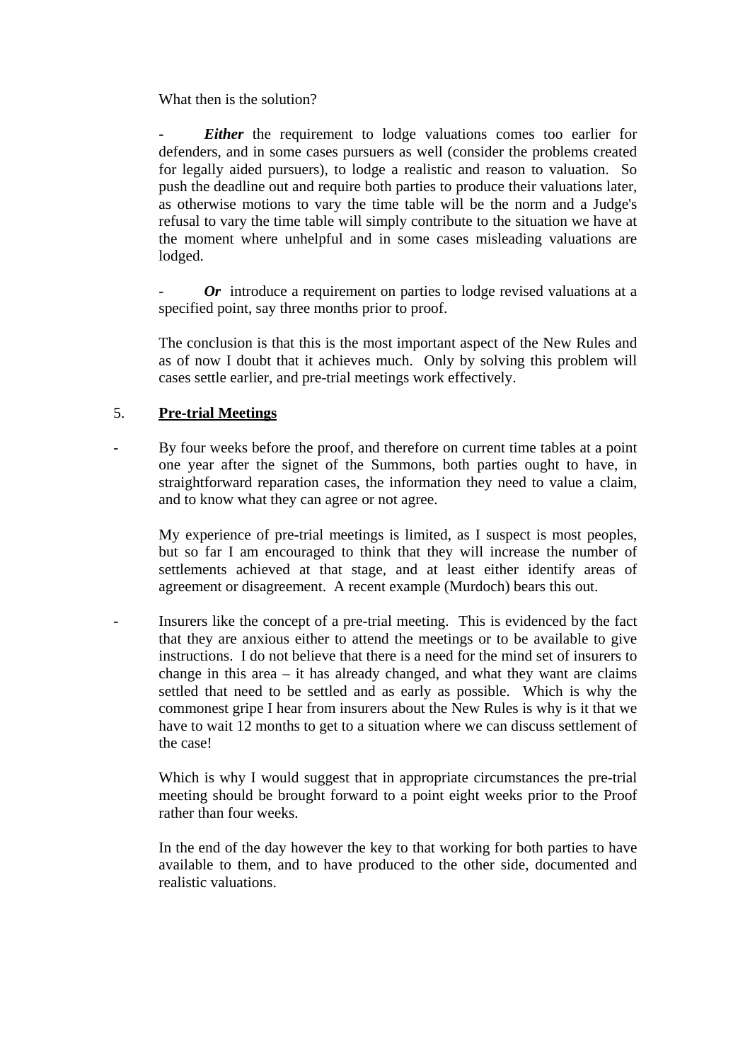What then is the solution?

- ***Either*** the requirement to lodge valuations comes too earlier for defenders, and in some cases pursuers as well (consider the problems created for legally aided pursuers), to lodge a realistic and reason to valuation. So push the deadline out and require both parties to produce their valuations later, as otherwise motions to vary the time table will be the norm and a Judge's refusal to vary the time table will simply contribute to the situation we have at the moment where unhelpful and in some cases misleading valuations are lodged.

- ***Or*** introduce a requirement on parties to lodge revised valuations at a specified point, say three months prior to proof.

The conclusion is that this is the most important aspect of the New Rules and as of now I doubt that it achieves much. Only by solving this problem will cases settle earlier, and pre-trial meetings work effectively.

## 5. <u>**Pre-trial Meetings**</u>

- By four weeks before the proof, and therefore on current time tables at a point one year after the signet of the Summons, both parties ought to have, in straightforward reparation cases, the information they need to value a claim, and to know what they can agree or not agree.

  My experience of pre-trial meetings is limited, as I suspect is most peoples, but so far I am encouraged to think that they will increase the number of settlements achieved at that stage, and at least either identify areas of agreement or disagreement. A recent example (Murdoch) bears this out.

- Insurers like the concept of a pre-trial meeting. This is evidenced by the fact that they are anxious either to attend the meetings or to be available to give instructions. I do not believe that there is a need for the mind set of insurers to change in this area – it has already changed, and what they want are claims settled that need to be settled and as early as possible. Which is why the commonest gripe I hear from insurers about the New Rules is why is it that we have to wait 12 months to get to a situation where we can discuss settlement of the case!

  Which is why I would suggest that in appropriate circumstances the pre-trial meeting should be brought forward to a point eight weeks prior to the Proof rather than four weeks.

  In the end of the day however the key to that working for both parties to have available to them, and to have produced to the other side, documented and realistic valuations.